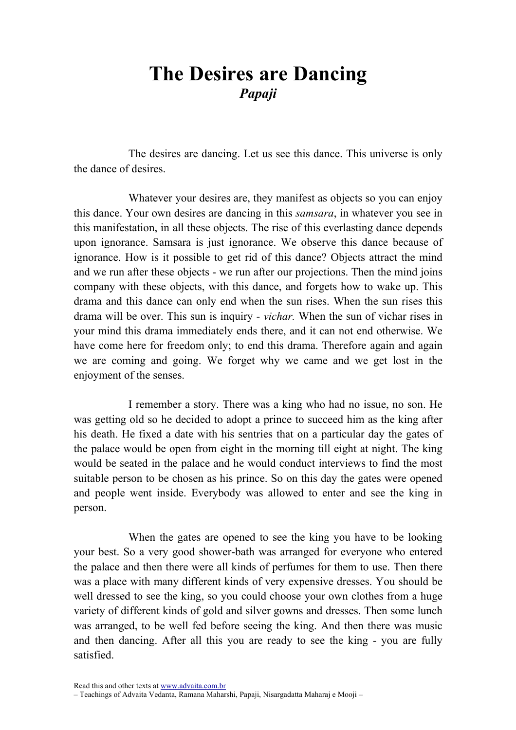# The Desires are Dancing

***Papaji***

The desires are dancing. Let us see this dance. This universe is only the dance of desires.

Whatever your desires are, they manifest as objects so you can enjoy this dance. Your own desires are dancing in this *samsara*, in whatever you see in this manifestation, in all these objects. The rise of this everlasting dance depends upon ignorance. Samsara is just ignorance. We observe this dance because of ignorance. How is it possible to get rid of this dance? Objects attract the mind and we run after these objects - we run after our projections. Then the mind joins company with these objects, with this dance, and forgets how to wake up. This drama and this dance can only end when the sun rises. When the sun rises this drama will be over. This sun is inquiry - *vichar.* When the sun of vichar rises in your mind this drama immediately ends there, and it can not end otherwise. We have come here for freedom only; to end this drama. Therefore again and again we are coming and going. We forget why we came and we get lost in the enjoyment of the senses.

I remember a story. There was a king who had no issue, no son. He was getting old so he decided to adopt a prince to succeed him as the king after his death. He fixed a date with his sentries that on a particular day the gates of the palace would be open from eight in the morning till eight at night. The king would be seated in the palace and he would conduct interviews to find the most suitable person to be chosen as his prince. So on this day the gates were opened and people went inside. Everybody was allowed to enter and see the king in person.

When the gates are opened to see the king you have to be looking your best. So a very good shower-bath was arranged for everyone who entered the palace and then there were all kinds of perfumes for them to use. Then there was a place with many different kinds of very expensive dresses. You should be well dressed to see the king, so you could choose your own clothes from a huge variety of different kinds of gold and silver gowns and dresses. Then some lunch was arranged, to be well fed before seeing the king. And then there was music and then dancing. After all this you are ready to see the king - you are fully satisfied.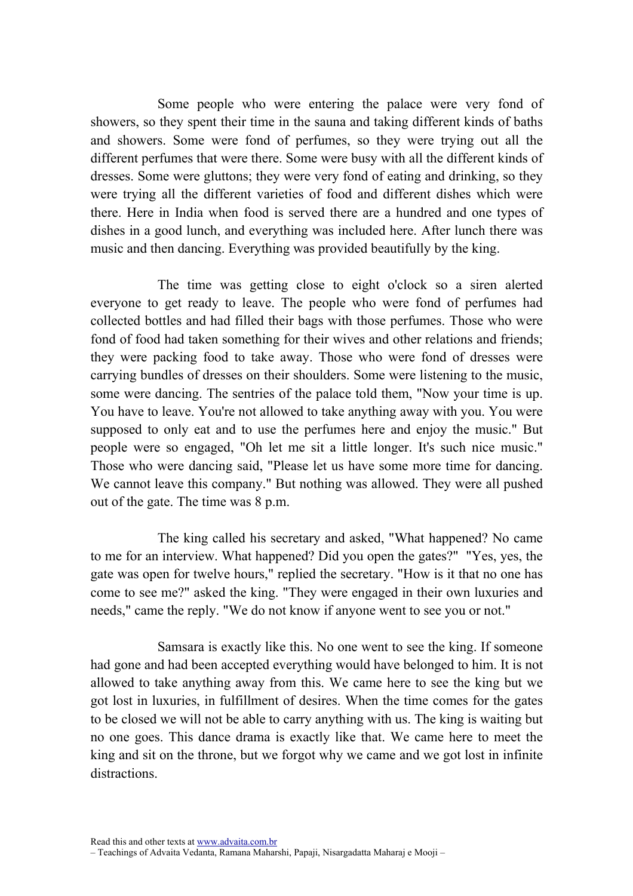Some people who were entering the palace were very fond of showers, so they spent their time in the sauna and taking different kinds of baths and showers. Some were fond of perfumes, so they were trying out all the different perfumes that were there. Some were busy with all the different kinds of dresses. Some were gluttons; they were very fond of eating and drinking, so they were trying all the different varieties of food and different dishes which were there. Here in India when food is served there are a hundred and one types of dishes in a good lunch, and everything was included here. After lunch there was music and then dancing. Everything was provided beautifully by the king.

The time was getting close to eight o'clock so a siren alerted everyone to get ready to leave. The people who were fond of perfumes had collected bottles and had filled their bags with those perfumes. Those who were fond of food had taken something for their wives and other relations and friends; they were packing food to take away. Those who were fond of dresses were carrying bundles of dresses on their shoulders. Some were listening to the music, some were dancing. The sentries of the palace told them, "Now your time is up. You have to leave. You're not allowed to take anything away with you. You were supposed to only eat and to use the perfumes here and enjoy the music." But people were so engaged, "Oh let me sit a little longer. It's such nice music." Those who were dancing said, "Please let us have some more time for dancing. We cannot leave this company." But nothing was allowed. They were all pushed out of the gate. The time was 8 p.m.

The king called his secretary and asked, "What happened? No came to me for an interview. What happened? Did you open the gates?" "Yes, yes, the gate was open for twelve hours," replied the secretary. "How is it that no one has come to see me?" asked the king. "They were engaged in their own luxuries and needs," came the reply. "We do not know if anyone went to see you or not."

Samsara is exactly like this. No one went to see the king. If someone had gone and had been accepted everything would have belonged to him. It is not allowed to take anything away from this. We came here to see the king but we got lost in luxuries, in fulfillment of desires. When the time comes for the gates to be closed we will not be able to carry anything with us. The king is waiting but no one goes. This dance drama is exactly like that. We came here to meet the king and sit on the throne, but we forgot why we came and we got lost in infinite distractions.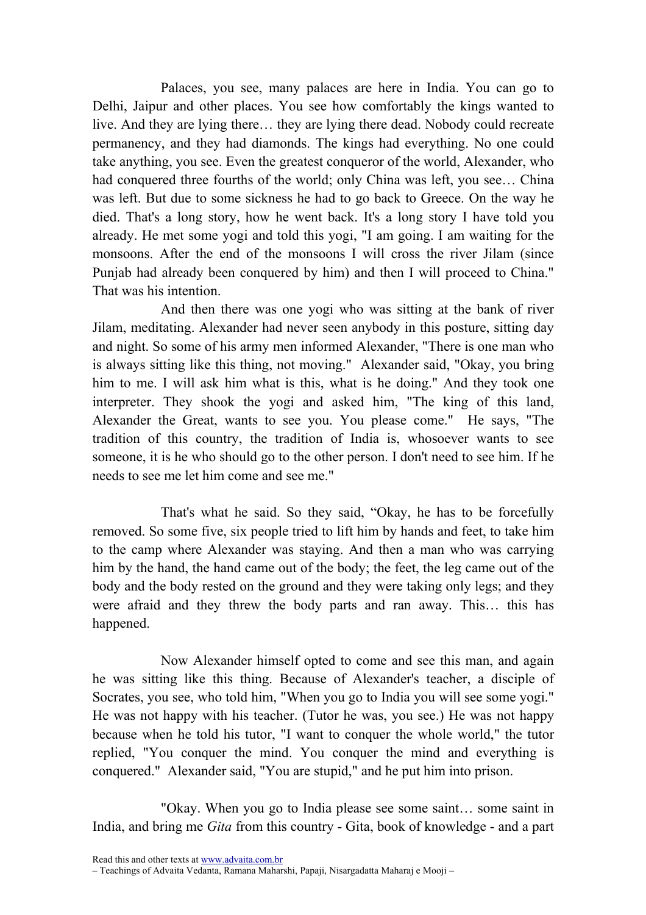Palaces, you see, many palaces are here in India. You can go to Delhi, Jaipur and other places. You see how comfortably the kings wanted to live. And they are lying there… they are lying there dead. Nobody could recreate permanency, and they had diamonds. The kings had everything. No one could take anything, you see. Even the greatest conqueror of the world, Alexander, who had conquered three fourths of the world; only China was left, you see… China was left. But due to some sickness he had to go back to Greece. On the way he died. That's a long story, how he went back. It's a long story I have told you already. He met some yogi and told this yogi, "I am going. I am waiting for the monsoons. After the end of the monsoons I will cross the river Jilam (since Punjab had already been conquered by him) and then I will proceed to China." That was his intention.

And then there was one yogi who was sitting at the bank of river Jilam, meditating. Alexander had never seen anybody in this posture, sitting day and night. So some of his army men informed Alexander, "There is one man who is always sitting like this thing, not moving." Alexander said, "Okay, you bring him to me. I will ask him what is this, what is he doing." And they took one interpreter. They shook the yogi and asked him, "The king of this land, Alexander the Great, wants to see you. You please come." He says, "The tradition of this country, the tradition of India is, whosoever wants to see someone, it is he who should go to the other person. I don't need to see him. If he needs to see me let him come and see me."

That's what he said. So they said, "Okay, he has to be forcefully removed. So some five, six people tried to lift him by hands and feet, to take him to the camp where Alexander was staying. And then a man who was carrying him by the hand, the hand came out of the body; the feet, the leg came out of the body and the body rested on the ground and they were taking only legs; and they were afraid and they threw the body parts and ran away. This… this has happened.

Now Alexander himself opted to come and see this man, and again he was sitting like this thing. Because of Alexander's teacher, a disciple of Socrates, you see, who told him, "When you go to India you will see some yogi." He was not happy with his teacher. (Tutor he was, you see.) He was not happy because when he told his tutor, "I want to conquer the whole world," the tutor replied, "You conquer the mind. You conquer the mind and everything is conquered." Alexander said, "You are stupid," and he put him into prison.

"Okay. When you go to India please see some saint… some saint in India, and bring me *Gita* from this country - Gita, book of knowledge - and a part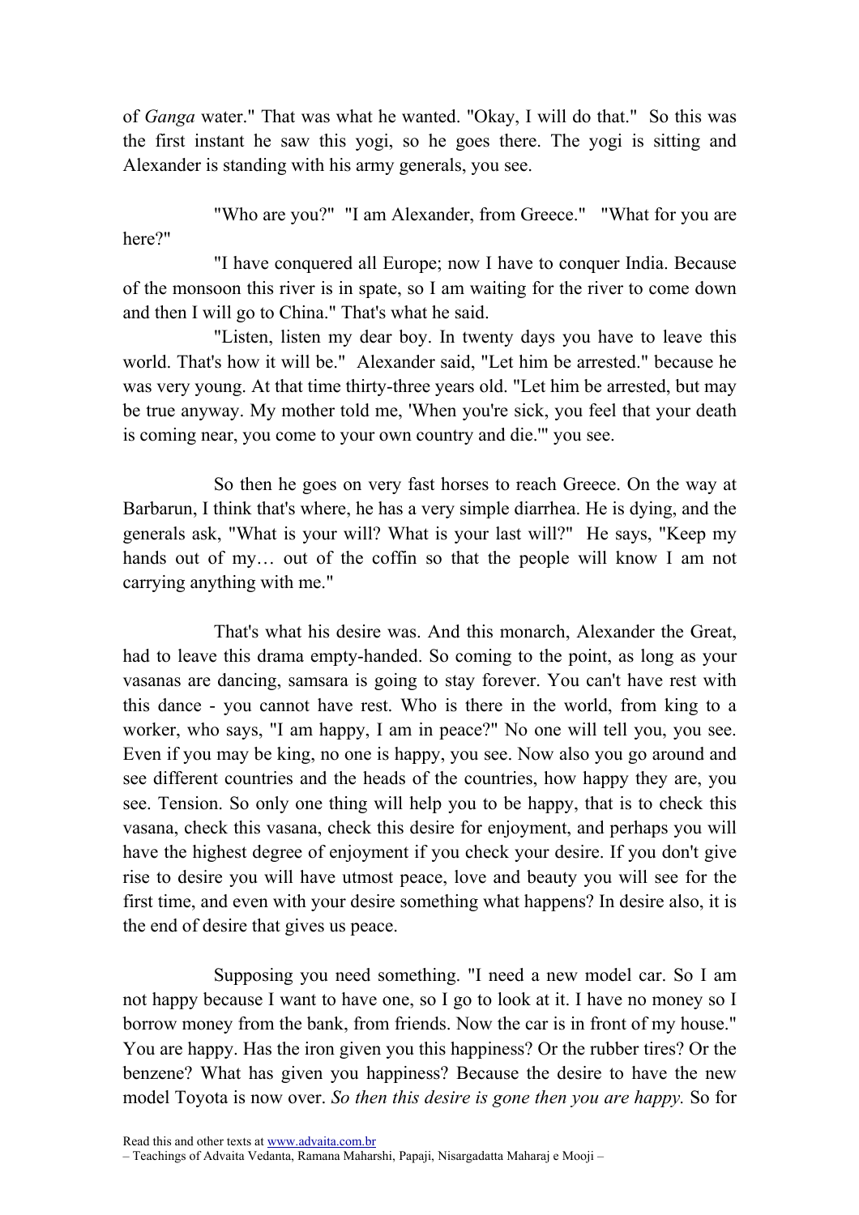of *Ganga* water." That was what he wanted. "Okay, I will do that." So this was the first instant he saw this yogi, so he goes there. The yogi is sitting and Alexander is standing with his army generals, you see.

"Who are you?" "I am Alexander, from Greece." "What for you are here?"

"I have conquered all Europe; now I have to conquer India. Because of the monsoon this river is in spate, so I am waiting for the river to come down and then I will go to China." That's what he said.

"Listen, listen my dear boy. In twenty days you have to leave this world. That's how it will be." Alexander said, "Let him be arrested." because he was very young. At that time thirty-three years old. "Let him be arrested, but may be true anyway. My mother told me, 'When you're sick, you feel that your death is coming near, you come to your own country and die.'" you see.

So then he goes on very fast horses to reach Greece. On the way at Barbarun, I think that's where, he has a very simple diarrhea. He is dying, and the generals ask, "What is your will? What is your last will?" He says, "Keep my hands out of my… out of the coffin so that the people will know I am not carrying anything with me."

That's what his desire was. And this monarch, Alexander the Great, had to leave this drama empty-handed. So coming to the point, as long as your vasanas are dancing, samsara is going to stay forever. You can't have rest with this dance - you cannot have rest. Who is there in the world, from king to a worker, who says, "I am happy, I am in peace?" No one will tell you, you see. Even if you may be king, no one is happy, you see. Now also you go around and see different countries and the heads of the countries, how happy they are, you see. Tension. So only one thing will help you to be happy, that is to check this vasana, check this vasana, check this desire for enjoyment, and perhaps you will have the highest degree of enjoyment if you check your desire. If you don't give rise to desire you will have utmost peace, love and beauty you will see for the first time, and even with your desire something what happens? In desire also, it is the end of desire that gives us peace.

Supposing you need something. "I need a new model car. So I am not happy because I want to have one, so I go to look at it. I have no money so I borrow money from the bank, from friends. Now the car is in front of my house." You are happy. Has the iron given you this happiness? Or the rubber tires? Or the benzene? What has given you happiness? Because the desire to have the new model Toyota is now over. *So then this desire is gone then you are happy.* So for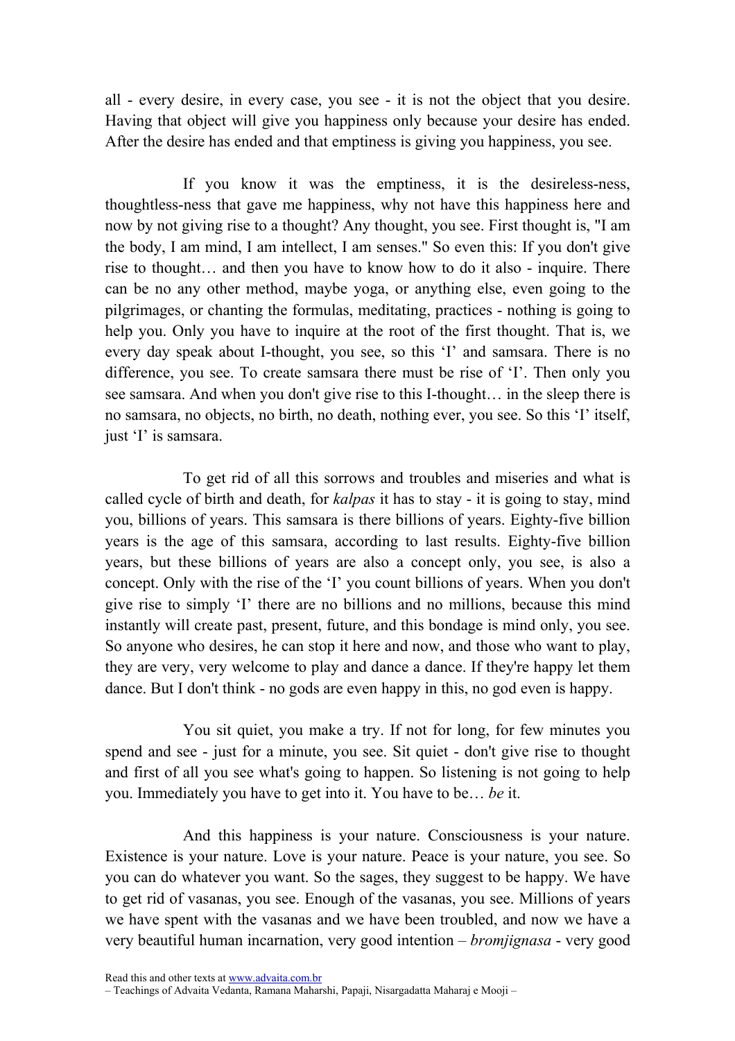all - every desire, in every case, you see - it is not the object that you desire. Having that object will give you happiness only because your desire has ended. After the desire has ended and that emptiness is giving you happiness, you see.

If you know it was the emptiness, it is the desireless-ness, thoughtless-ness that gave me happiness, why not have this happiness here and now by not giving rise to a thought? Any thought, you see. First thought is, "I am the body, I am mind, I am intellect, I am senses." So even this: If you don't give rise to thought… and then you have to know how to do it also - inquire. There can be no any other method, maybe yoga, or anything else, even going to the pilgrimages, or chanting the formulas, meditating, practices - nothing is going to help you. Only you have to inquire at the root of the first thought. That is, we every day speak about I-thought, you see, so this 'I' and samsara. There is no difference, you see. To create samsara there must be rise of 'I'. Then only you see samsara. And when you don't give rise to this I-thought… in the sleep there is no samsara, no objects, no birth, no death, nothing ever, you see. So this 'I' itself, just 'I' is samsara.

To get rid of all this sorrows and troubles and miseries and what is called cycle of birth and death, for *kalpas* it has to stay - it is going to stay, mind you, billions of years. This samsara is there billions of years. Eighty-five billion years is the age of this samsara, according to last results. Eighty-five billion years, but these billions of years are also a concept only, you see, is also a concept. Only with the rise of the 'I' you count billions of years. When you don't give rise to simply 'I' there are no billions and no millions, because this mind instantly will create past, present, future, and this bondage is mind only, you see. So anyone who desires, he can stop it here and now, and those who want to play, they are very, very welcome to play and dance a dance. If they're happy let them dance. But I don't think - no gods are even happy in this, no god even is happy.

You sit quiet, you make a try. If not for long, for few minutes you spend and see - just for a minute, you see. Sit quiet - don't give rise to thought and first of all you see what's going to happen. So listening is not going to help you. Immediately you have to get into it. You have to be… *be* it.

And this happiness is your nature. Consciousness is your nature. Existence is your nature. Love is your nature. Peace is your nature, you see. So you can do whatever you want. So the sages, they suggest to be happy. We have to get rid of vasanas, you see. Enough of the vasanas, you see. Millions of years we have spent with the vasanas and we have been troubled, and now we have a very beautiful human incarnation, very good intention – *bromjignasa* - very good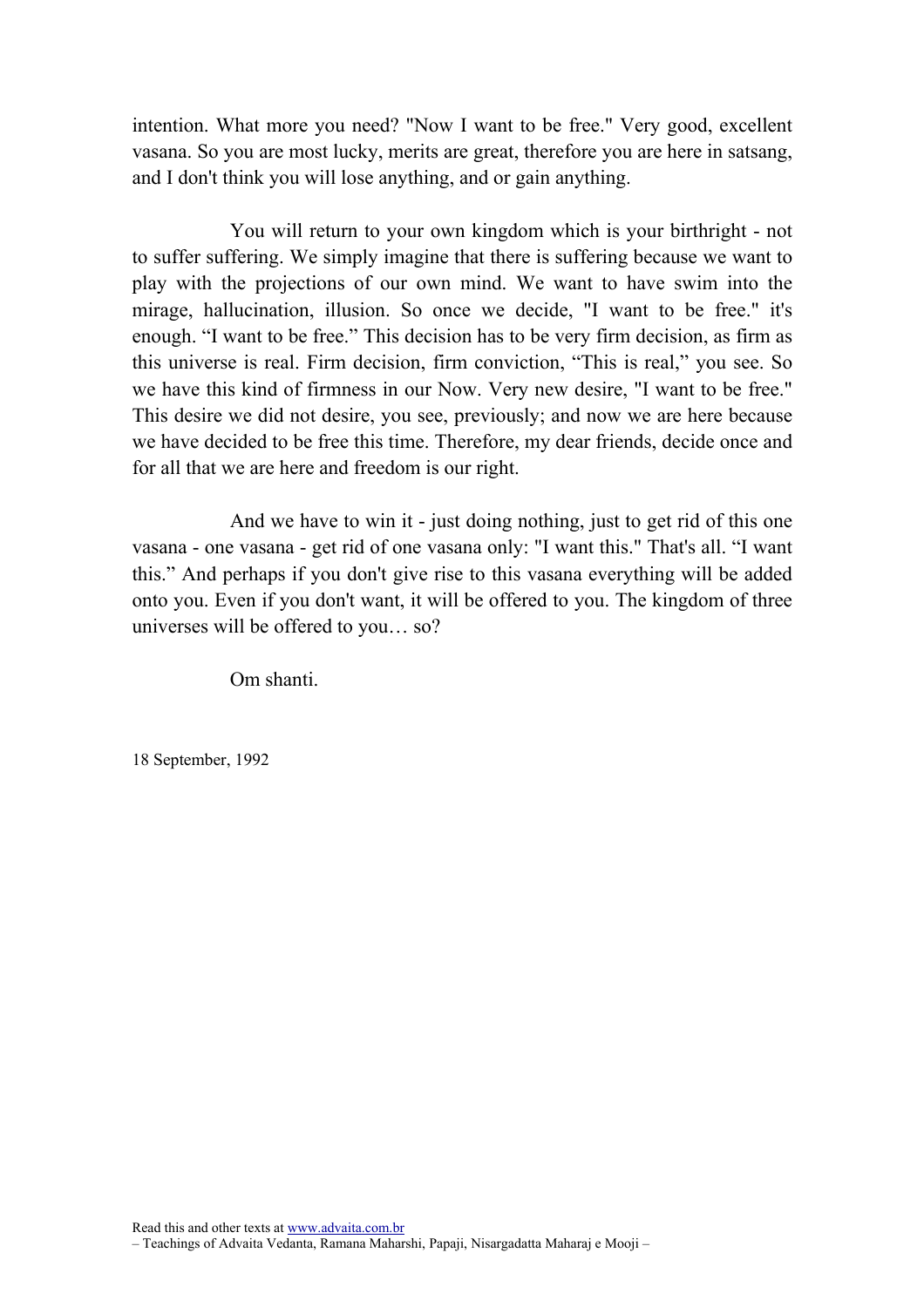intention. What more you need? "Now I want to be free." Very good, excellent vasana. So you are most lucky, merits are great, therefore you are here in satsang, and I don't think you will lose anything, and or gain anything.

You will return to your own kingdom which is your birthright - not to suffer suffering. We simply imagine that there is suffering because we want to play with the projections of our own mind. We want to have swim into the mirage, hallucination, illusion. So once we decide, "I want to be free." it's enough. “I want to be free.” This decision has to be very firm decision, as firm as this universe is real. Firm decision, firm conviction, “This is real,” you see. So we have this kind of firmness in our Now. Very new desire, "I want to be free." This desire we did not desire, you see, previously; and now we are here because we have decided to be free this time. Therefore, my dear friends, decide once and for all that we are here and freedom is our right.

And we have to win it - just doing nothing, just to get rid of this one vasana - one vasana - get rid of one vasana only: "I want this." That's all. “I want this.” And perhaps if you don't give rise to this vasana everything will be added onto you. Even if you don't want, it will be offered to you. The kingdom of three universes will be offered to you… so?

Om shanti.

18 September, 1992